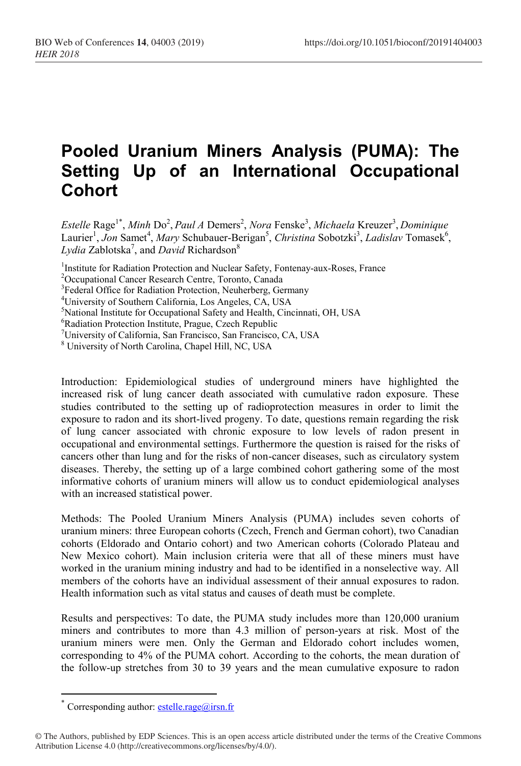# Pooled Uranium Miners Analysis (PUMA): The Setting Up of an International Occupational Cohort

*Estelle* Rage[1*], *Minh* Do[2], *Paul A* Demers[2], *Nora* Fenske[3], *Michaela* Kreuzer[3], *Dominique* Laurier[1], *Jon* Samet[4], *Mary* Schubauer-Berigan[5], *Christina* Sobotzki[3], *Ladislav* Tomasek[6], *Lydia* Zablotska[7], and *David* Richardson[8]

[1]Institute for Radiation Protection and Nuclear Safety, Fontenay-aux-Roses, France
[2]Occupational Cancer Research Centre, Toronto, Canada
[3]Federal Office for Radiation Protection, Neuherberg, Germany
[4]University of Southern California, Los Angeles, CA, USA
[5]National Institute for Occupational Safety and Health, Cincinnati, OH, USA
[6]Radiation Protection Institute, Prague, Czech Republic
[7]University of California, San Francisco, San Francisco, CA, USA
[8] University of North Carolina, Chapel Hill, NC, USA

Introduction: Epidemiological studies of underground miners have highlighted the increased risk of lung cancer death associated with cumulative radon exposure. These studies contributed to the setting up of radioprotection measures in order to limit the exposure to radon and its short-lived progeny. To date, questions remain regarding the risk of lung cancer associated with chronic exposure to low levels of radon present in occupational and environmental settings. Furthermore the question is raised for the risks of cancers other than lung and for the risks of non-cancer diseases, such as circulatory system diseases. Thereby, the setting up of a large combined cohort gathering some of the most informative cohorts of uranium miners will allow us to conduct epidemiological analyses with an increased statistical power.

Methods: The Pooled Uranium Miners Analysis (PUMA) includes seven cohorts of uranium miners: three European cohorts (Czech, French and German cohort), two Canadian cohorts (Eldorado and Ontario cohort) and two American cohorts (Colorado Plateau and New Mexico cohort). Main inclusion criteria were that all of these miners must have worked in the uranium mining industry and had to be identified in a nonselective way. All members of the cohorts have an individual assessment of their annual exposures to radon. Health information such as vital status and causes of death must be complete.

Results and perspectives: To date, the PUMA study includes more than 120,000 uranium miners and contributes to more than 4.3 million of person-years at risk. Most of the uranium miners were men. Only the German and Eldorado cohort includes women, corresponding to 4% of the PUMA cohort. According to the cohorts, the mean duration of the follow-up stretches from 30 to 39 years and the mean cumulative exposure to radon

[*] Corresponding author: estelle.rage@irsn.fr

© The Authors, published by EDP Sciences. This is an open access article distributed under the terms of the Creative Commons Attribution License 4.0 (http://creativecommons.org/licenses/by/4.0/).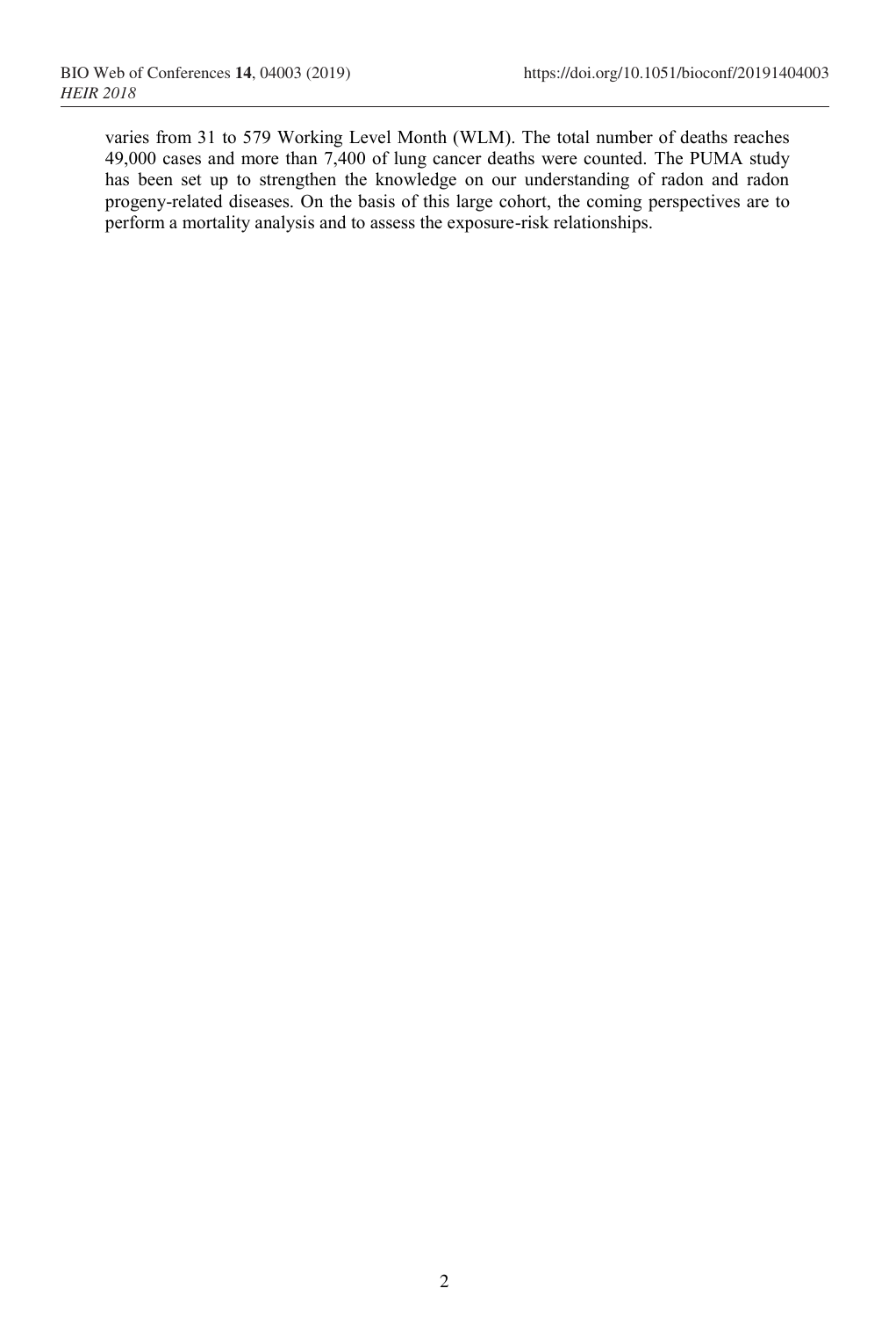varies from 31 to 579 Working Level Month (WLM). The total number of deaths reaches 49,000 cases and more than 7,400 of lung cancer deaths were counted. The PUMA study has been set up to strengthen the knowledge on our understanding of radon and radon progeny-related diseases. On the basis of this large cohort, the coming perspectives are to perform a mortality analysis and to assess the exposure-risk relationships.